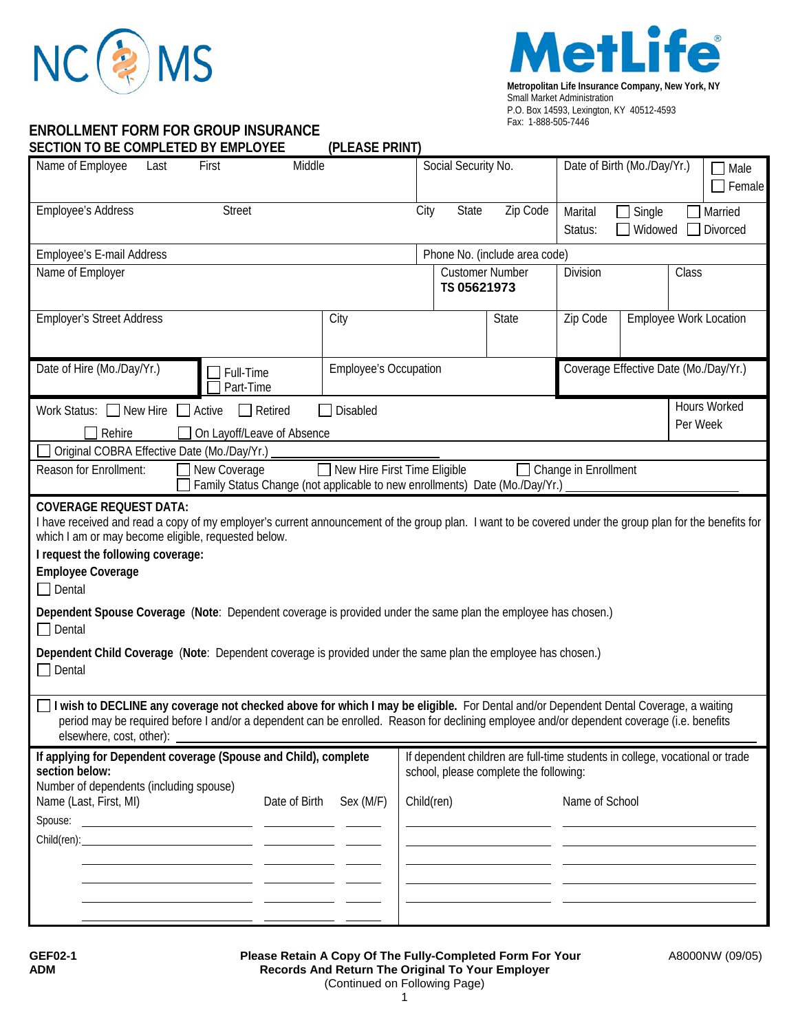NC MS

MetLife®

**Metropolitan Life Insurance Company, New York, NY**
Small Market Administration
P.O. Box 14593, Lexington, KY 40512-4593
Fax: 1-888-505-7446

## ENROLLMENT FORM FOR GROUP INSURANCE

### SECTION TO BE COMPLETED BY EMPLOYEE (PLEASE PRINT)

| Name of Employee Last First Middle | Social Security No. | Date of Birth (Mo./Day/Yr.) | ☐ Male ☐ Female |
|---|---|---|---|
| Employee's Address Street | City State Zip Code | Marital Status: ☐ Single ☐ Married ☐ Widowed ☐ Divorced | |
| Employee's E-mail Address | Phone No. (include area code) | | |
| Name of Employer | Customer Number **TS 05621973** | Division | Class |
| Employer's Street Address | City | State | Zip Code | Employee Work Location |

| Date of Hire (Mo./Day/Yr.) | ☐ Full-Time ☐ Part-Time | Employee's Occupation | Coverage Effective Date (Mo./Day/Yr.) |
|---|---|---|---|

Work Status: ☐ New Hire ☐ Active ☐ Retired ☐ Disabled ☐ Rehire ☐ On Layoff/Leave of Absence — Hours Worked Per Week

☐ Original COBRA Effective Date (Mo./Day/Yr.) ____________

Reason for Enrollment: ☐ New Coverage ☐ New Hire First Time Eligible ☐ Change in Enrollment ☐ Family Status Change (not applicable to new enrollments) Date (Mo./Day/Yr.) ____________

**COVERAGE REQUEST DATA:**
I have received and read a copy of my employer's current announcement of the group plan. I want to be covered under the group plan for the benefits for which I am or may become eligible, requested below.

**I request the following coverage:**

**Employee Coverage**
☐ Dental

**Dependent Spouse Coverage** (**Note**: Dependent coverage is provided under the same plan the employee has chosen.)
☐ Dental

**Dependent Child Coverage** (**Note**: Dependent coverage is provided under the same plan the employee has chosen.)
☐ Dental

☐ **I wish to DECLINE any coverage not checked above for which I may be eligible.** For Dental and/or Dependent Dental Coverage, a waiting period may be required before I and/or a dependent can be enrolled. Reason for declining employee and/or dependent coverage (i.e. benefits elsewhere, cost, other): ____________

**If applying for Dependent coverage (Spouse and Child), complete section below:**
Number of dependents (including spouse)

| Name (Last, First, MI) | Date of Birth | Sex (M/F) |
|---|---|---|
| Spouse: | | |
| Child(ren): | | |
| | | |
| | | |
| | | |
| | | |

If dependent children are full-time students in college, vocational or trade school, please complete the following:

| Child(ren) | Name of School |
|---|---|
| | |
| | |
| | |
| | |
| | |

GEF02-1
ADM

**Please Retain A Copy Of The Fully-Completed Form For Your Records And Return The Original To Your Employer**
(Continued on Following Page)

A8000NW (09/05)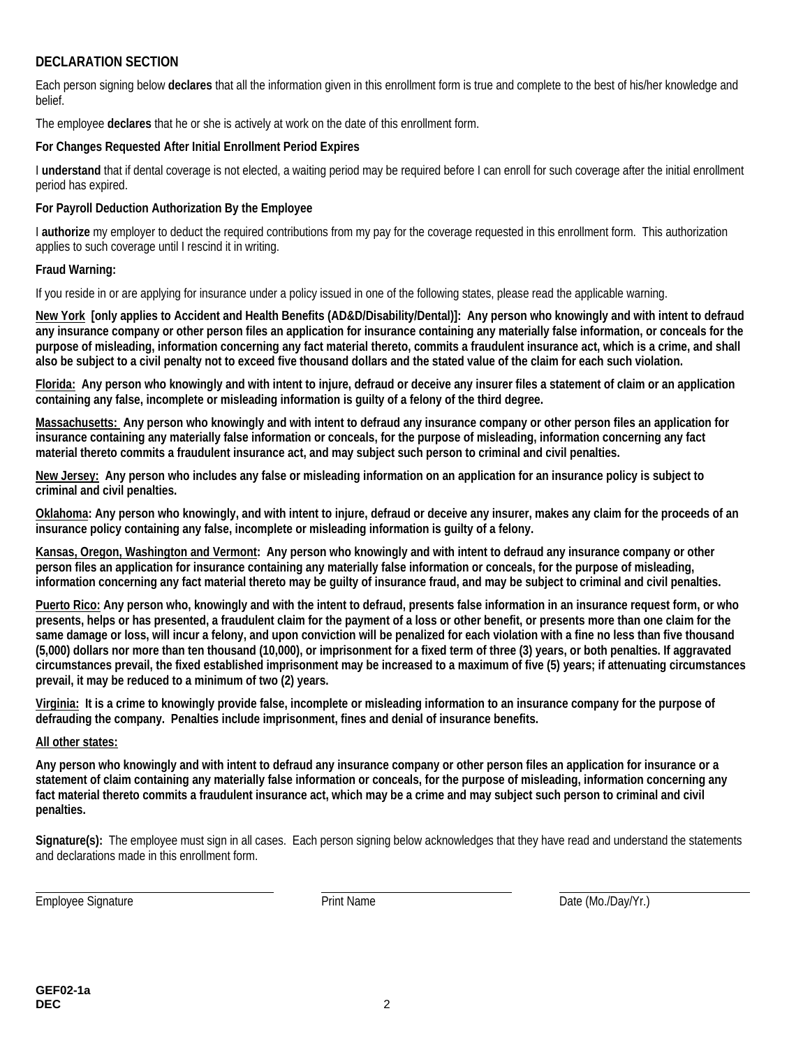## DECLARATION SECTION

Each person signing below **declares** that all the information given in this enrollment form is true and complete to the best of his/her knowledge and belief.

The employee **declares** that he or she is actively at work on the date of this enrollment form.

**For Changes Requested After Initial Enrollment Period Expires**

I **understand** that if dental coverage is not elected, a waiting period may be required before I can enroll for such coverage after the initial enrollment period has expired.

**For Payroll Deduction Authorization By the Employee**

I **authorize** my employer to deduct the required contributions from my pay for the coverage requested in this enrollment form. This authorization applies to such coverage until I rescind it in writing.

**Fraud Warning:**

If you reside in or are applying for insurance under a policy issued in one of the following states, please read the applicable warning.

**New York [only applies to Accident and Health Benefits (AD&D/Disability/Dental)]: Any person who knowingly and with intent to defraud any insurance company or other person files an application for insurance containing any materially false information, or conceals for the purpose of misleading, information concerning any fact material thereto, commits a fraudulent insurance act, which is a crime, and shall also be subject to a civil penalty not to exceed five thousand dollars and the stated value of the claim for each such violation.**

**Florida: Any person who knowingly and with intent to injure, defraud or deceive any insurer files a statement of claim or an application containing any false, incomplete or misleading information is guilty of a felony of the third degree.**

**Massachusetts: Any person who knowingly and with intent to defraud any insurance company or other person files an application for insurance containing any materially false information or conceals, for the purpose of misleading, information concerning any fact material thereto commits a fraudulent insurance act, and may subject such person to criminal and civil penalties.**

**New Jersey: Any person who includes any false or misleading information on an application for an insurance policy is subject to criminal and civil penalties.**

**Oklahoma: Any person who knowingly, and with intent to injure, defraud or deceive any insurer, makes any claim for the proceeds of an insurance policy containing any false, incomplete or misleading information is guilty of a felony.**

**Kansas, Oregon, Washington and Vermont: Any person who knowingly and with intent to defraud any insurance company or other person files an application for insurance containing any materially false information or conceals, for the purpose of misleading, information concerning any fact material thereto may be guilty of insurance fraud, and may be subject to criminal and civil penalties.**

**Puerto Rico: Any person who, knowingly and with the intent to defraud, presents false information in an insurance request form, or who presents, helps or has presented, a fraudulent claim for the payment of a loss or other benefit, or presents more than one claim for the same damage or loss, will incur a felony, and upon conviction will be penalized for each violation with a fine no less than five thousand (5,000) dollars nor more than ten thousand (10,000), or imprisonment for a fixed term of three (3) years, or both penalties. If aggravated circumstances prevail, the fixed established imprisonment may be increased to a maximum of five (5) years; if attenuating circumstances prevail, it may be reduced to a minimum of two (2) years.**

**Virginia: It is a crime to knowingly provide false, incomplete or misleading information to an insurance company for the purpose of defrauding the company. Penalties include imprisonment, fines and denial of insurance benefits.**

**All other states:**

**Any person who knowingly and with intent to defraud any insurance company or other person files an application for insurance or a statement of claim containing any materially false information or conceals, for the purpose of misleading, information concerning any fact material thereto commits a fraudulent insurance act, which may be a crime and may subject such person to criminal and civil penalties.**

**Signature(s):** The employee must sign in all cases. Each person signing below acknowledges that they have read and understand the statements and declarations made in this enrollment form.

| Employee Signature | Print Name | Date (Mo./Day/Yr.) |
|---|---|---|
| | | |

**GEF02-1a**
**DEC**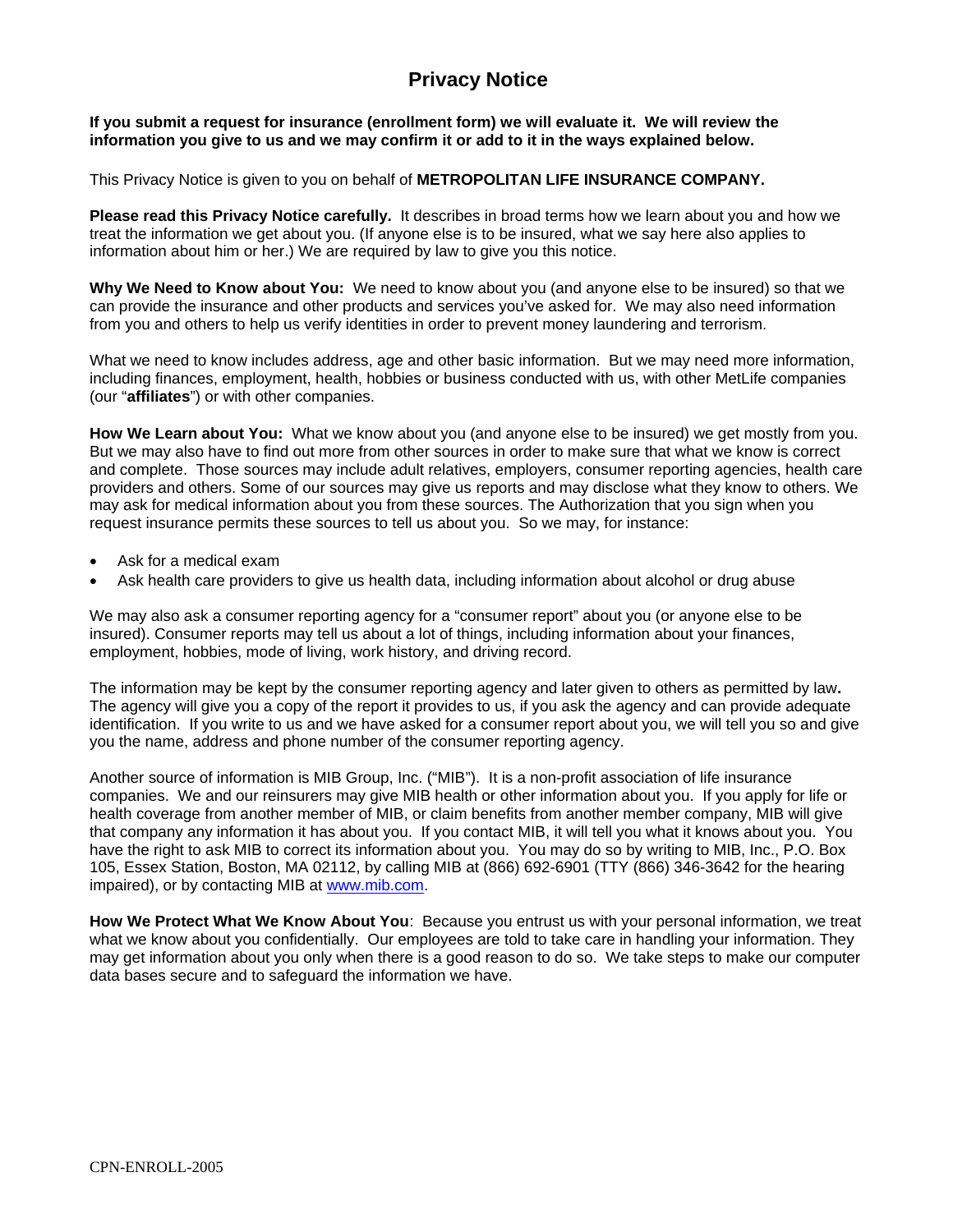# Privacy Notice

**If you submit a request for insurance (enrollment form) we will evaluate it. We will review the information you give to us and we may confirm it or add to it in the ways explained below.**

This Privacy Notice is given to you on behalf of **METROPOLITAN LIFE INSURANCE COMPANY.**

**Please read this Privacy Notice carefully.** It describes in broad terms how we learn about you and how we treat the information we get about you. (If anyone else is to be insured, what we say here also applies to information about him or her.) We are required by law to give you this notice.

**Why We Need to Know about You:** We need to know about you (and anyone else to be insured) so that we can provide the insurance and other products and services you've asked for. We may also need information from you and others to help us verify identities in order to prevent money laundering and terrorism.

What we need to know includes address, age and other basic information. But we may need more information, including finances, employment, health, hobbies or business conducted with us, with other MetLife companies (our "**affiliates**") or with other companies.

**How We Learn about You:** What we know about you (and anyone else to be insured) we get mostly from you. But we may also have to find out more from other sources in order to make sure that what we know is correct and complete. Those sources may include adult relatives, employers, consumer reporting agencies, health care providers and others. Some of our sources may give us reports and may disclose what they know to others. We may ask for medical information about you from these sources. The Authorization that you sign when you request insurance permits these sources to tell us about you. So we may, for instance:

- Ask for a medical exam
- Ask health care providers to give us health data, including information about alcohol or drug abuse

We may also ask a consumer reporting agency for a "consumer report" about you (or anyone else to be insured). Consumer reports may tell us about a lot of things, including information about your finances, employment, hobbies, mode of living, work history, and driving record.

The information may be kept by the consumer reporting agency and later given to others as permitted by law**.** The agency will give you a copy of the report it provides to us, if you ask the agency and can provide adequate identification. If you write to us and we have asked for a consumer report about you, we will tell you so and give you the name, address and phone number of the consumer reporting agency.

Another source of information is MIB Group, Inc. ("MIB"). It is a non-profit association of life insurance companies. We and our reinsurers may give MIB health or other information about you. If you apply for life or health coverage from another member of MIB, or claim benefits from another member company, MIB will give that company any information it has about you. If you contact MIB, it will tell you what it knows about you. You have the right to ask MIB to correct its information about you. You may do so by writing to MIB, Inc., P.O. Box 105, Essex Station, Boston, MA 02112, by calling MIB at (866) 692-6901 (TTY (866) 346-3642 for the hearing impaired), or by contacting MIB at www.mib.com.

**How We Protect What We Know About You**: Because you entrust us with your personal information, we treat what we know about you confidentially. Our employees are told to take care in handling your information. They may get information about you only when there is a good reason to do so. We take steps to make our computer data bases secure and to safeguard the information we have.

CPN-ENROLL-2005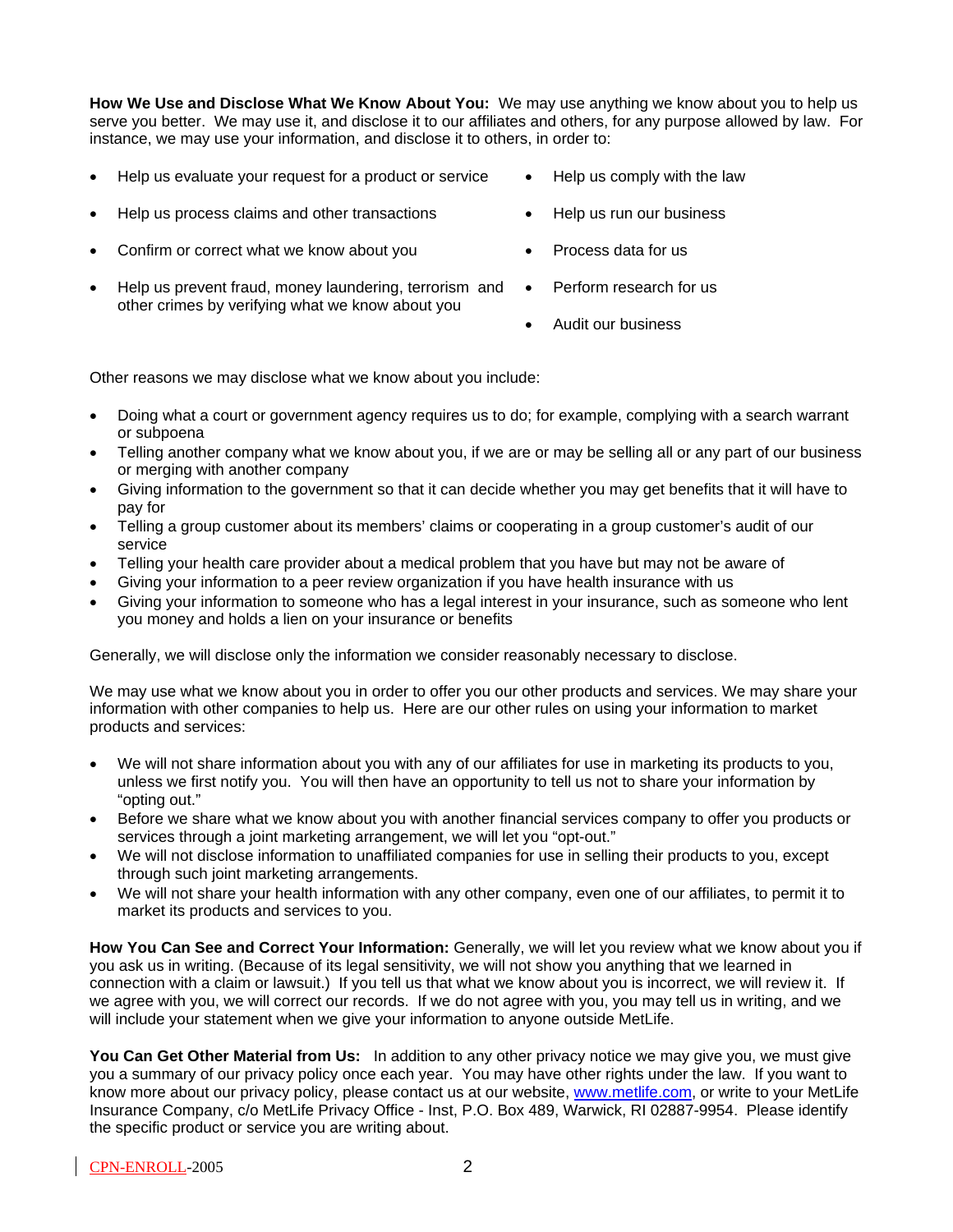**How We Use and Disclose What We Know About You:** We may use anything we know about you to help us serve you better. We may use it, and disclose it to our affiliates and others, for any purpose allowed by law. For instance, we may use your information, and disclose it to others, in order to:

- Help us evaluate your request for a product or service
- Help us process claims and other transactions
- Confirm or correct what we know about you
- Help us prevent fraud, money laundering, terrorism and other crimes by verifying what we know about you
- Help us comply with the law
- Help us run our business
- Process data for us
- Perform research for us
- Audit our business

Other reasons we may disclose what we know about you include:

- Doing what a court or government agency requires us to do; for example, complying with a search warrant or subpoena
- Telling another company what we know about you, if we are or may be selling all or any part of our business or merging with another company
- Giving information to the government so that it can decide whether you may get benefits that it will have to pay for
- Telling a group customer about its members' claims or cooperating in a group customer's audit of our service
- Telling your health care provider about a medical problem that you have but may not be aware of
- Giving your information to a peer review organization if you have health insurance with us
- Giving your information to someone who has a legal interest in your insurance, such as someone who lent you money and holds a lien on your insurance or benefits

Generally, we will disclose only the information we consider reasonably necessary to disclose.

We may use what we know about you in order to offer you our other products and services. We may share your information with other companies to help us. Here are our other rules on using your information to market products and services:

- We will not share information about you with any of our affiliates for use in marketing its products to you, unless we first notify you. You will then have an opportunity to tell us not to share your information by "opting out."
- Before we share what we know about you with another financial services company to offer you products or services through a joint marketing arrangement, we will let you "opt-out."
- We will not disclose information to unaffiliated companies for use in selling their products to you, except through such joint marketing arrangements.
- We will not share your health information with any other company, even one of our affiliates, to permit it to market its products and services to you.

**How You Can See and Correct Your Information:** Generally, we will let you review what we know about you if you ask us in writing. (Because of its legal sensitivity, we will not show you anything that we learned in connection with a claim or lawsuit.) If you tell us that what we know about you is incorrect, we will review it. If we agree with you, we will correct our records. If we do not agree with you, you may tell us in writing, and we will include your statement when we give your information to anyone outside MetLife.

**You Can Get Other Material from Us:** In addition to any other privacy notice we may give you, we must give you a summary of our privacy policy once each year. You may have other rights under the law. If you want to know more about our privacy policy, please contact us at our website, www.metlife.com, or write to your MetLife Insurance Company, c/o MetLife Privacy Office - Inst, P.O. Box 489, Warwick, RI 02887-9954. Please identify the specific product or service you are writing about.

CPN-ENROLL-2005